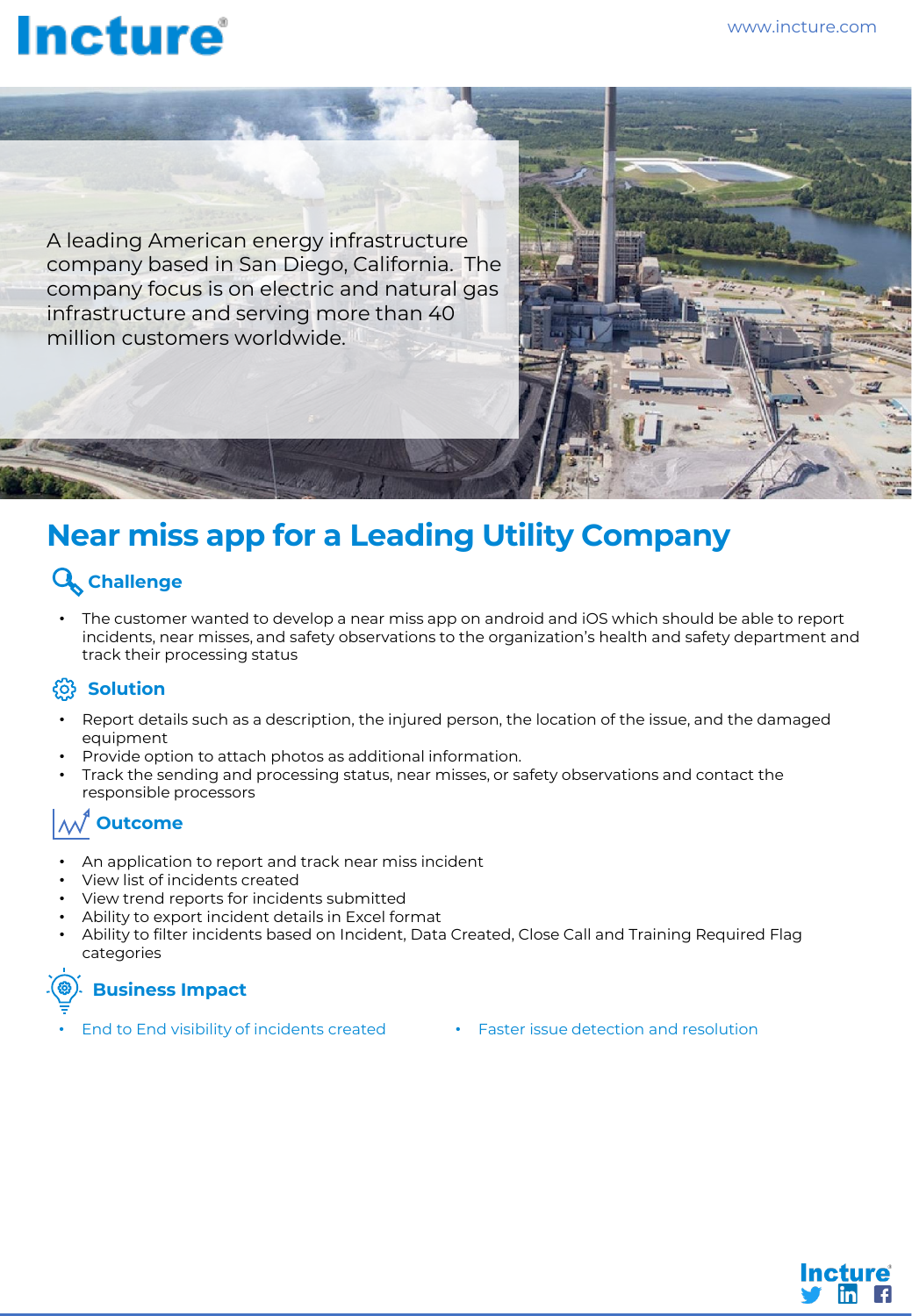A leading American energy infrastructure company based in San Diego, California. The company focus is on electric and natural gas infrastructure and serving more than 40 million customers worldwide.

# Near miss app for a Leading Utility Company

## Challenge

- The customer wanted to develop a near miss app on android and iOS which should be able to report incidents, near misses, and safety observations to the organization's health and safety department and track their processing status

## Solution

- Report details such as a description, the injured person, the location of the issue, and the damaged equipment
- Provide option to attach photos as additional information.
- Track the sending and processing status, near misses, or safety observations and contact the responsible processors

## Outcome

- An application to report and track near miss incident
- View list of incidents created
- View trend reports for incidents submitted
- Ability to export incident details in Excel format
- Ability to filter incidents based on Incident, Data Created, Close Call and Training Required Flag categories

## Business Impact

- End to End visibility of incidents created
- Faster issue detection and resolution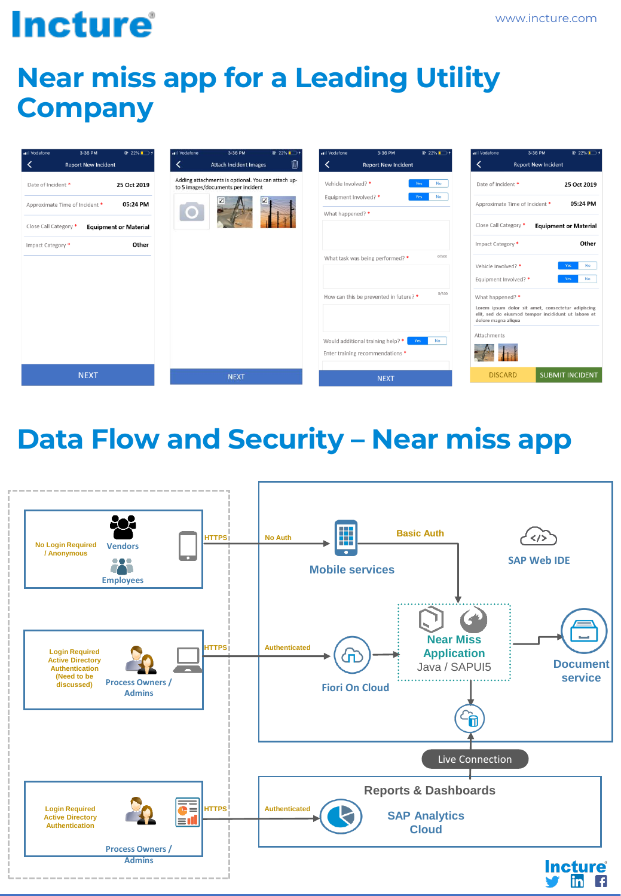# Near miss app for a Leading Utility Company

Report New Incident

Date of Incident * 25 Oct 2019

Approximate Time of Incident * 05:24 PM

Close Call Category * Equipment or Material

Impact Category * Other

NEXT

Attach Incident Images

Adding attachments is optional. You can attach up-to 5 images/documents per incident

NEXT

Report New Incident

Vehicle Involved? * Yes No

Equipment Involved? * Yes No

What happened? *

What task was being performed? *

How can this be prevented in future? *

Would additional training help? * Yes No

Enter training recommendations *

NEXT

Report New Incident

Date of Incident * 25 Oct 2019

Approximate Time of Incident * 05:24 PM

Close Call Category * Equipment or Material

Impact Category * Other

Vehicle Involved? * Yes No

Equipment Involved? * Yes No

What happened? *

Lorem ipsum dolor sit amet, consectetur adipiscing elit, sed do eiusmod tempor incididunt ut labore et dolore magna aliqua

Attachments

DISCARD SUBMIT INCIDENT

# Data Flow and Security – Near miss app

No Login Required / Anonymous

Vendors

Employees

HTTPS

No Auth

Mobile services

Basic Auth

SAP Web IDE

Login Required Active Directory Authentication (Need to be discussed)

Process Owners / Admins

HTTPS

Authenticated

Fiori On Cloud

Near Miss Application Java / SAPUI5

Document service

Live Connection

Login Required Active Directory Authentication

Process Owners / Admins

HTTPS

Authenticated

Reports & Dashboards

SAP Analytics Cloud